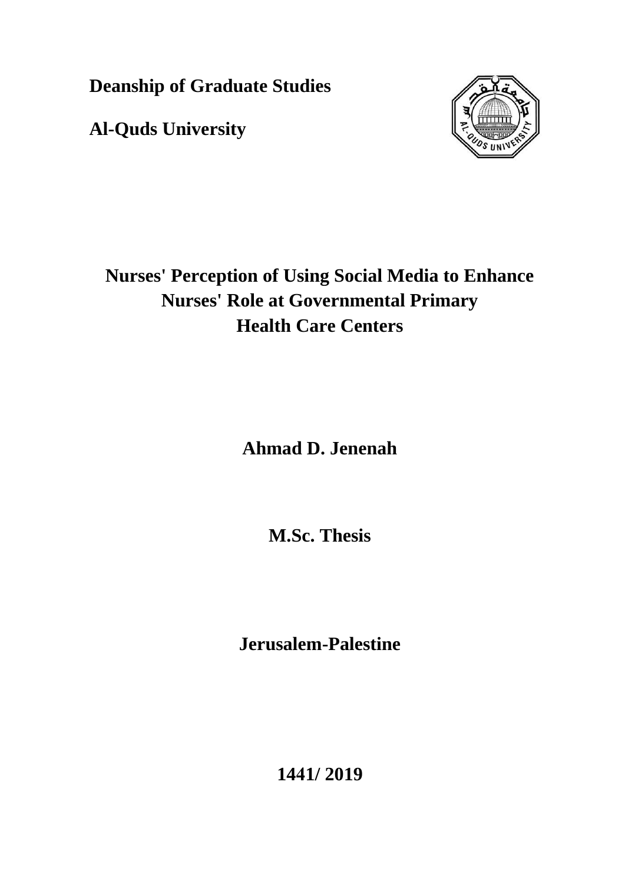**Deanship of Graduate Studies**

**Al-Quds University**

# Nurses' Perception of Using Social Media to Enhance Nurses' Role at Governmental Primary Health Care Centers

**Ahmad D. Jenenah**

**M.Sc. Thesis**

**Jerusalem-Palestine**

**1441/ 2019**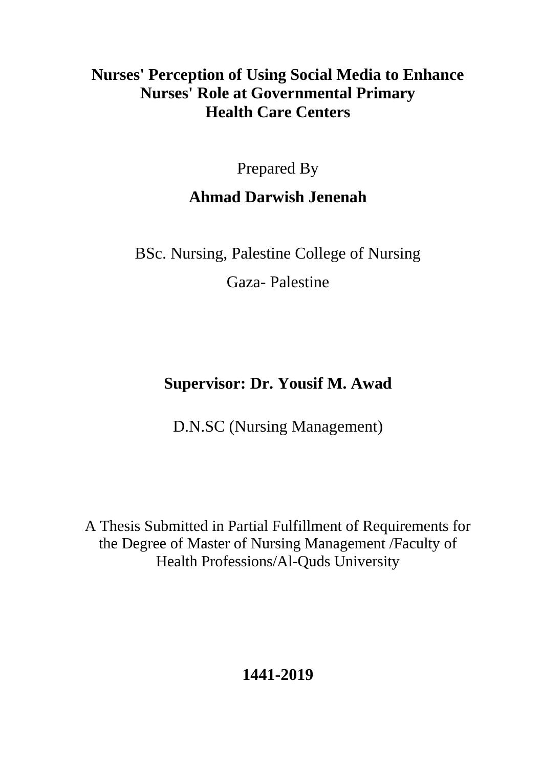# Nurses' Perception of Using Social Media to Enhance Nurses' Role at Governmental Primary Health Care Centers

Prepared By

**Ahmad Darwish Jenenah**

BSc. Nursing, Palestine College of Nursing

Gaza- Palestine

**Supervisor: Dr. Yousif M. Awad**

D.N.SC (Nursing Management)

A Thesis Submitted in Partial Fulfillment of Requirements for the Degree of Master of Nursing Management /Faculty of Health Professions/Al-Quds University

**1441-2019**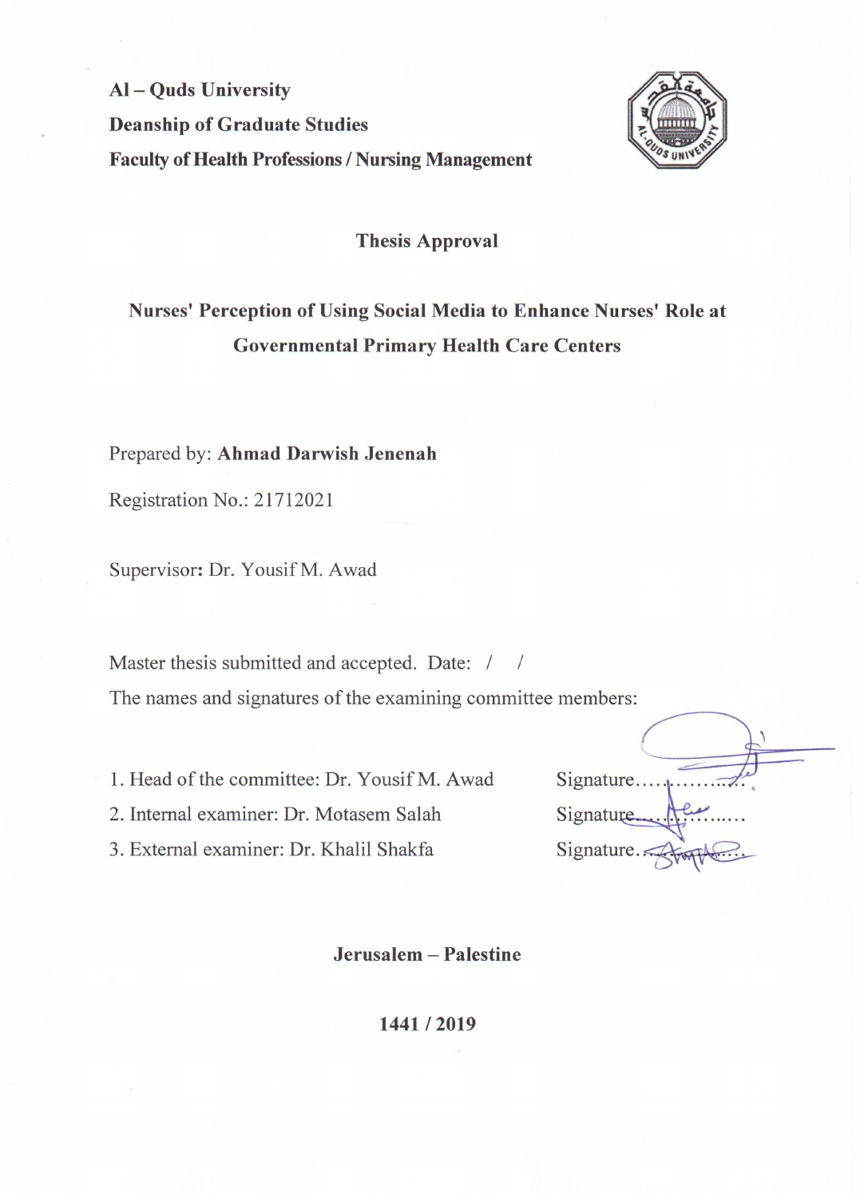**Al – Quds University**

**Deanship of Graduate Studies**

**Faculty of Health Professions / Nursing Management**

## Thesis Approval

**Nurses' Perception of Using Social Media to Enhance Nurses' Role at Governmental Primary Health Care Centers**

Prepared by: **Ahmad Darwish Jenenah**

Registration No.: 21712021

Supervisor**:** Dr. Yousif M. Awad

Master thesis submitted and accepted. Date: / /

The names and signatures of the examining committee members:

1. Head of the committee: Dr. Yousif M. Awad Signature..........................
2. Internal examiner: Dr. Motasem Salah Signature..........................
3. External examiner: Dr. Khalil Shakfa Signature..........................

**Jerusalem – Palestine**

**1441 / 2019**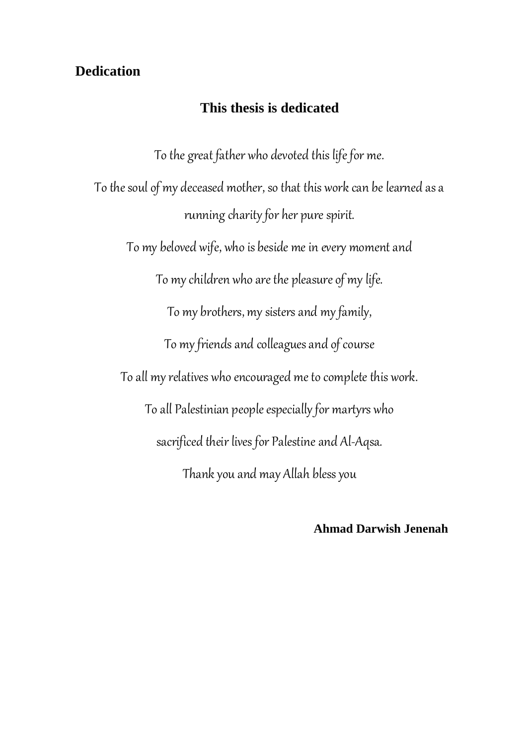# Dedication

## This thesis is dedicated

*To the great father who devoted this life for me.*

*To the soul of my deceased mother, so that this work can be learned as a running charity for her pure spirit.*

*To my beloved wife, who is beside me in every moment and*

*To my children who are the pleasure of my life.*

*To my brothers, my sisters and my family,*

*To my friends and colleagues and of course*

*To all my relatives who encouraged me to complete this work.*

*To all Palestinian people especially for martyrs who*

*sacrificed their lives for Palestine and Al-Aqsa.*

*Thank you and may Allah bless you*

**Ahmad Darwish Jenenah**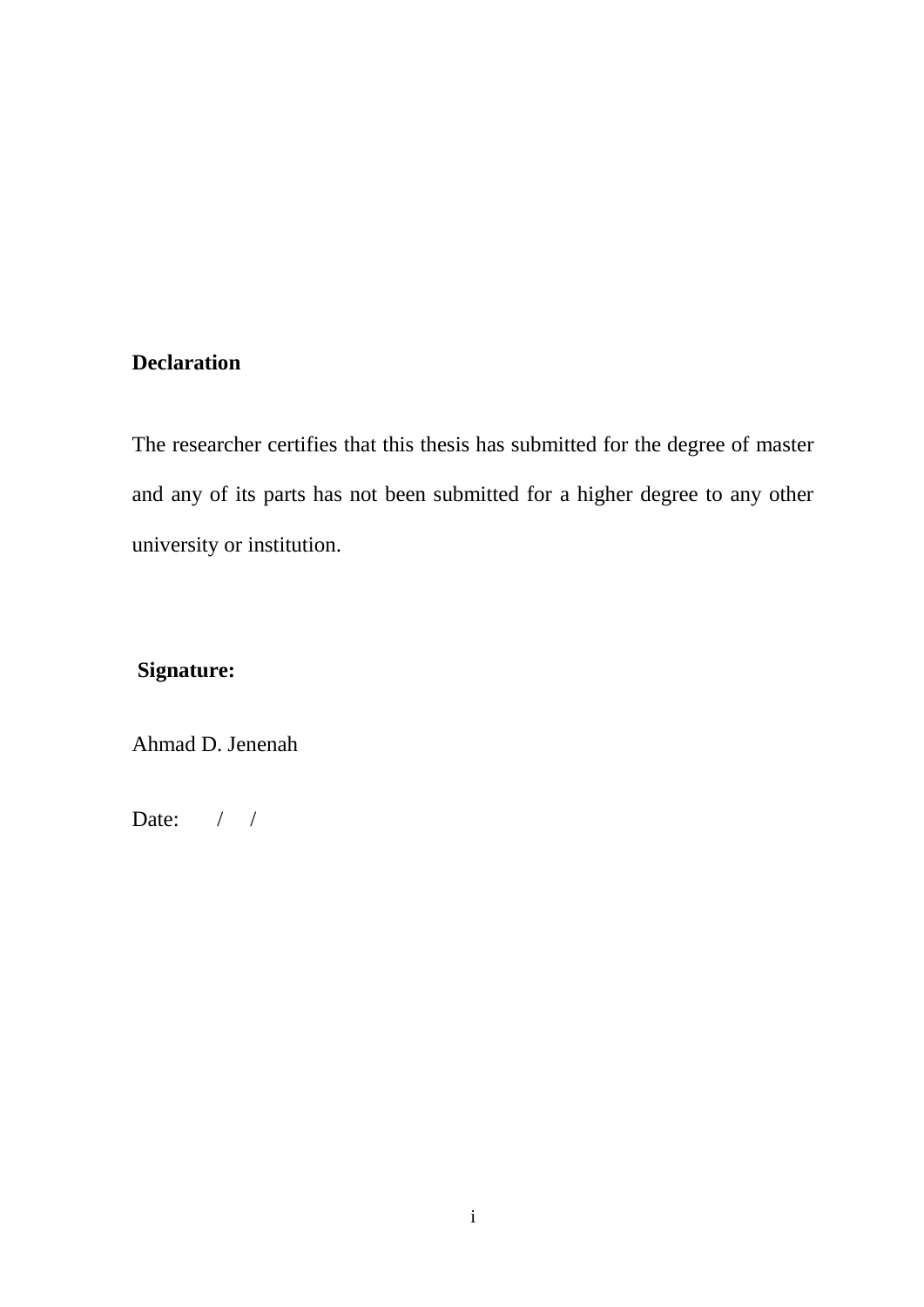**Declaration**

The researcher certifies that this thesis has submitted for the degree of master and any of its parts has not been submitted for a higher degree to any other university or institution.

**Signature:**

Ahmad D. Jenenah

Date: / /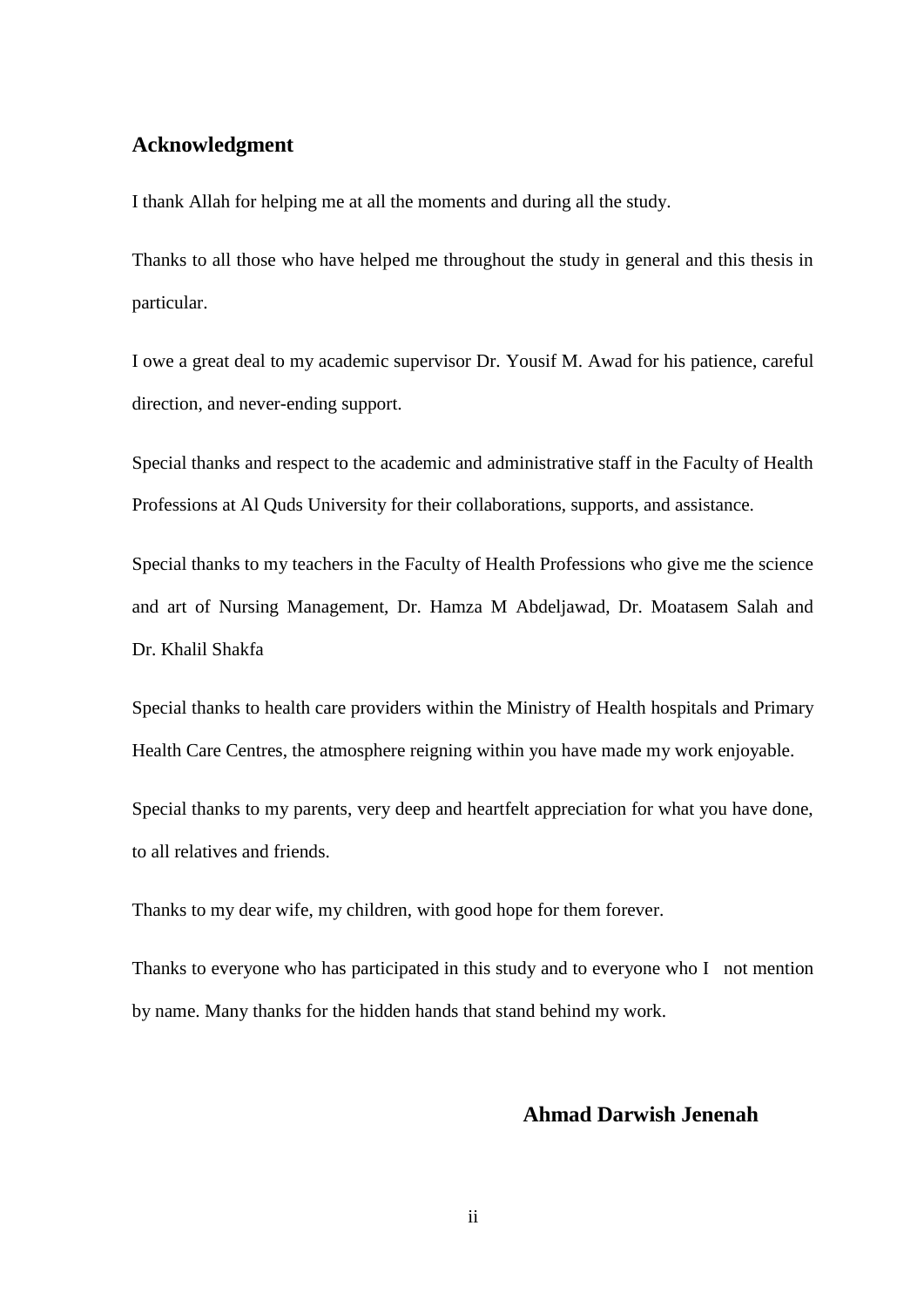## Acknowledgment

I thank Allah for helping me at all the moments and during all the study.

Thanks to all those who have helped me throughout the study in general and this thesis in particular.

I owe a great deal to my academic supervisor Dr. Yousif M. Awad for his patience, careful direction, and never-ending support.

Special thanks and respect to the academic and administrative staff in the Faculty of Health Professions at Al Quds University for their collaborations, supports, and assistance.

Special thanks to my teachers in the Faculty of Health Professions who give me the science and art of Nursing Management, Dr. Hamza M Abdeljawad, Dr. Moatasem Salah and Dr. Khalil Shakfa

Special thanks to health care providers within the Ministry of Health hospitals and Primary Health Care Centres, the atmosphere reigning within you have made my work enjoyable.

Special thanks to my parents, very deep and heartfelt appreciation for what you have done, to all relatives and friends.

Thanks to my dear wife, my children, with good hope for them forever.

Thanks to everyone who has participated in this study and to everyone who I not mention by name. Many thanks for the hidden hands that stand behind my work.

**Ahmad Darwish Jenenah**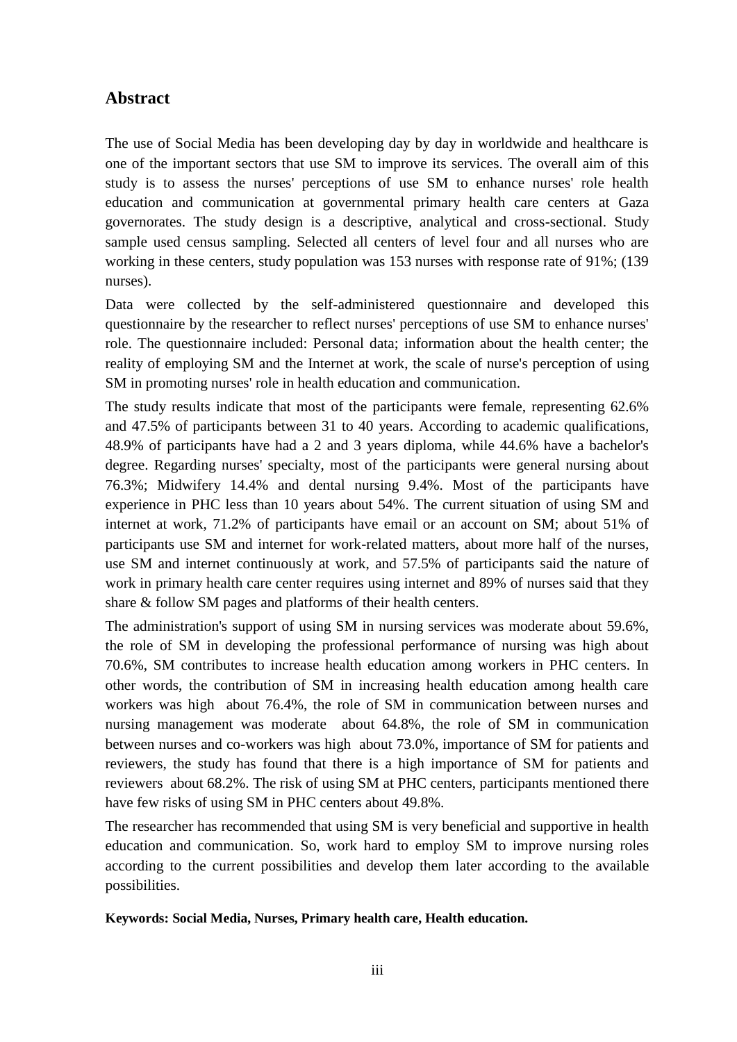## Abstract

The use of Social Media has been developing day by day in worldwide and healthcare is one of the important sectors that use SM to improve its services. The overall aim of this study is to assess the nurses' perceptions of use SM to enhance nurses' role health education and communication at governmental primary health care centers at Gaza governorates. The study design is a descriptive, analytical and cross-sectional. Study sample used census sampling. Selected all centers of level four and all nurses who are working in these centers, study population was 153 nurses with response rate of 91%; (139 nurses).

Data were collected by the self-administered questionnaire and developed this questionnaire by the researcher to reflect nurses' perceptions of use SM to enhance nurses' role. The questionnaire included: Personal data; information about the health center; the reality of employing SM and the Internet at work, the scale of nurse's perception of using SM in promoting nurses' role in health education and communication.

The study results indicate that most of the participants were female, representing 62.6% and 47.5% of participants between 31 to 40 years. According to academic qualifications, 48.9% of participants have had a 2 and 3 years diploma, while 44.6% have a bachelor's degree. Regarding nurses' specialty, most of the participants were general nursing about 76.3%; Midwifery 14.4% and dental nursing 9.4%. Most of the participants have experience in PHC less than 10 years about 54%. The current situation of using SM and internet at work, 71.2% of participants have email or an account on SM; about 51% of participants use SM and internet for work-related matters, about more half of the nurses, use SM and internet continuously at work, and 57.5% of participants said the nature of work in primary health care center requires using internet and 89% of nurses said that they share & follow SM pages and platforms of their health centers.

The administration's support of using SM in nursing services was moderate about 59.6%, the role of SM in developing the professional performance of nursing was high about 70.6%, SM contributes to increase health education among workers in PHC centers. In other words, the contribution of SM in increasing health education among health care workers was high about 76.4%, the role of SM in communication between nurses and nursing management was moderate about 64.8%, the role of SM in communication between nurses and co-workers was high about 73.0%, importance of SM for patients and reviewers, the study has found that there is a high importance of SM for patients and reviewers about 68.2%. The risk of using SM at PHC centers, participants mentioned there have few risks of using SM in PHC centers about 49.8%.

The researcher has recommended that using SM is very beneficial and supportive in health education and communication. So, work hard to employ SM to improve nursing roles according to the current possibilities and develop them later according to the available possibilities.

**Keywords: Social Media, Nurses, Primary health care, Health education.**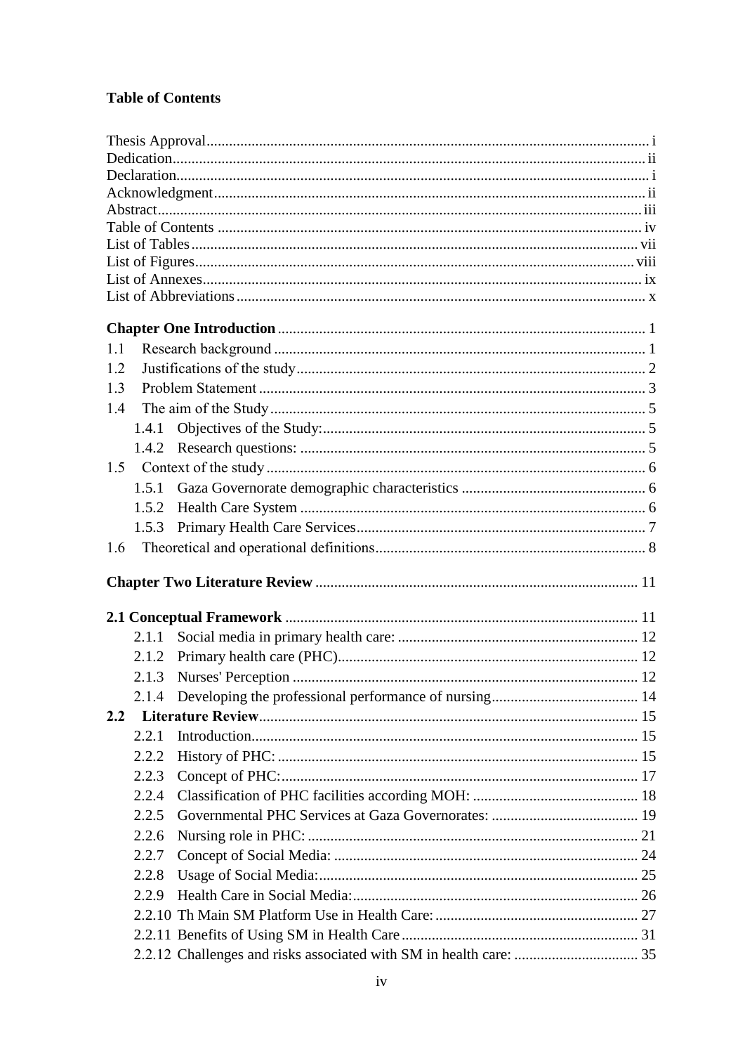# Table of Contents

Thesis Approval ..... i
Dedication ..... ii
Declaration ..... i
Acknowledgment ..... ii
Abstract ..... iii
Table of Contents ..... iv
List of Tables ..... vii
List of Figures ..... viii
List of Annexes ..... ix
List of Abbreviations ..... x

**Chapter One Introduction** ..... 1

1.1 Research background ..... 1
1.2 Justifications of the study ..... 2
1.3 Problem Statement ..... 3
1.4 The aim of the Study ..... 5
- 1.4.1 Objectives of the Study: ..... 5
- 1.4.2 Research questions: ..... 5

1.5 Context of the study ..... 6
- 1.5.1 Gaza Governorate demographic characteristics ..... 6
- 1.5.2 Health Care System ..... 6
- 1.5.3 Primary Health Care Services ..... 7

1.6 Theoretical and operational definitions ..... 8

**Chapter Two Literature Review** ..... 11

**2.1 Conceptual Framework** ..... 11
- 2.1.1 Social media in primary health care: ..... 12
- 2.1.2 Primary health care (PHC) ..... 12
- 2.1.3 Nurses' Perception ..... 12
- 2.1.4 Developing the professional performance of nursing ..... 14

**2.2 Literature Review** ..... 15
- 2.2.1 Introduction ..... 15
- 2.2.2 History of PHC: ..... 15
- 2.2.3 Concept of PHC: ..... 17
- 2.2.4 Classification of PHC facilities according MOH: ..... 18
- 2.2.5 Governmental PHC Services at Gaza Governorates: ..... 19
- 2.2.6 Nursing role in PHC: ..... 21
- 2.2.7 Concept of Social Media: ..... 24
- 2.2.8 Usage of Social Media: ..... 25
- 2.2.9 Health Care in Social Media: ..... 26
- 2.2.10 Th Main SM Platform Use in Health Care: ..... 27
- 2.2.11 Benefits of Using SM in Health Care ..... 31
- 2.2.12 Challenges and risks associated with SM in health care: ..... 35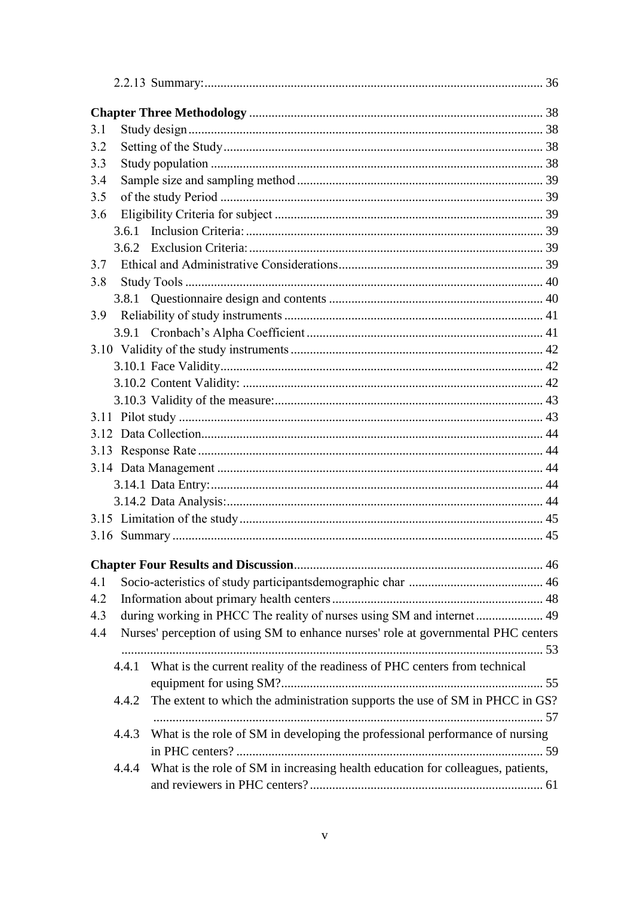2.2.13 Summary: ........................................................................................................ 36

**Chapter Three Methodology** ........................................................................................ 38

3.1 Study design ........................................................................................................ 38

3.2 Setting of the Study ................................................................................................. 38

3.3 Study population ..................................................................................................... 38

3.4 Sample size and sampling method ............................................................................ 39

3.5 of the study Period .................................................................................................. 39

3.6 Eligibility Criteria for subject .................................................................................. 39

3.6.1 Inclusion Criteria: ............................................................................................ 39

3.6.2 Exclusion Criteria: ........................................................................................... 39

3.7 Ethical and Administrative Considerations ............................................................... 39

3.8 Study Tools ............................................................................................................. 40

3.8.1 Questionnaire design and contents .................................................................. 40

3.9 Reliability of study instruments ................................................................................ 41

3.9.1 Cronbach's Alpha Coefficient ......................................................................... 41

3.10 Validity of the study instruments ............................................................................ 42

3.10.1 Face Validity .................................................................................................. 42

3.10.2 Content Validity: ............................................................................................ 42

3.10.3 Validity of the measure: .................................................................................. 43

3.11 Pilot study ............................................................................................................. 43

3.12 Data Collection ....................................................................................................... 44

3.13 Response Rate ........................................................................................................ 44

3.14 Data Management ................................................................................................... 44

3.14.1 Data Entry: ..................................................................................................... 44

3.14.2 Data Analysis: ................................................................................................ 44

3.15 Limitation of the study ............................................................................................ 45

3.16 Summary ................................................................................................................ 45

**Chapter Four Results and Discussion** ............................................................................. 46

4.1 Socio-acteristics of study participantsdemographic char ............................................ 46

4.2 Information about primary health centers .................................................................. 48

4.3 during working in PHCC The reality of nurses using SM and internet ........................ 49

4.4 Nurses' perception of using SM to enhance nurses' role at governmental PHC centers ........................................................................................................................ 53

4.4.1 What is the current reality of the readiness of PHC centers from technical equipment for using SM? ................................................................................. 55

4.4.2 The extent to which the administration supports the use of SM in PHCC in GS? ........................................................................................................................ 57

4.4.3 What is the role of SM in developing the professional performance of nursing in PHC centers? ............................................................................................... 59

4.4.4 What is the role of SM in increasing health education for colleagues, patients, and reviewers in PHC centers? ......................................................................... 61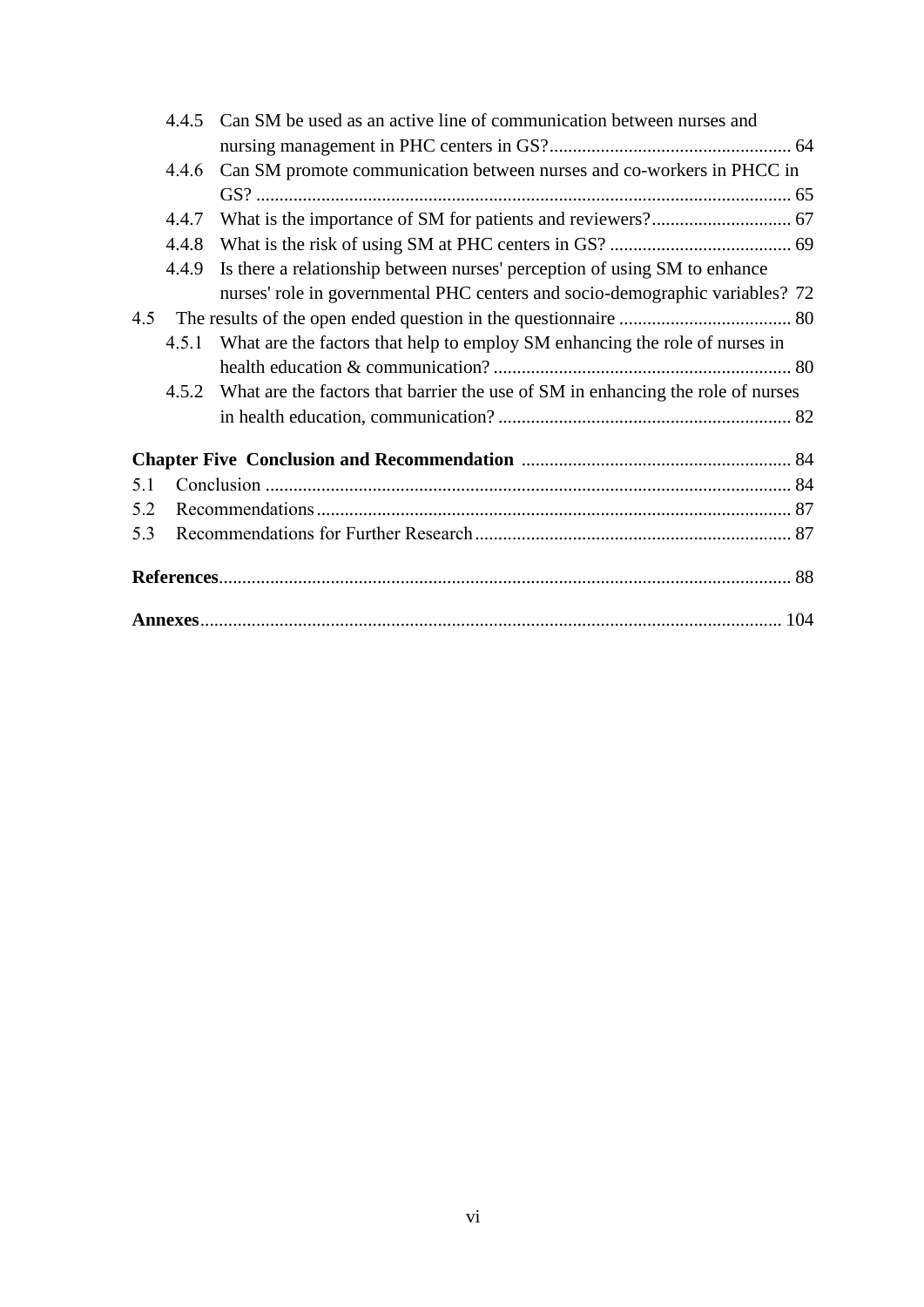- 4.4.5 Can SM be used as an active line of communication between nurses and nursing management in PHC centers in GS? .................................................... 64
- 4.4.6 Can SM promote communication between nurses and co-workers in PHCC in GS? .................................................................................................................. 65
- 4.4.7 What is the importance of SM for patients and reviewers? .............................. 67
- 4.4.8 What is the risk of using SM at PHC centers in GS? ....................................... 69
- 4.4.9 Is there a relationship between nurses' perception of using SM to enhance nurses' role in governmental PHC centers and socio-demographic variables? 72

4.5 The results of the open ended question in the questionnaire ..................................... 80

- 4.5.1 What are the factors that help to employ SM enhancing the role of nurses in health education & communication? ................................................................ 80
- 4.5.2 What are the factors that barrier the use of SM in enhancing the role of nurses in health education, communication? ............................................................... 82

**Chapter Five Conclusion and Recommendation** .......................................................... 84

5.1 Conclusion ................................................................................................................ 84

5.2 Recommendations ..................................................................................................... 87

5.3 Recommendations for Further Research .................................................................... 87

**References**.......................................................................................................................... 88

**Annexes**............................................................................................................................ 104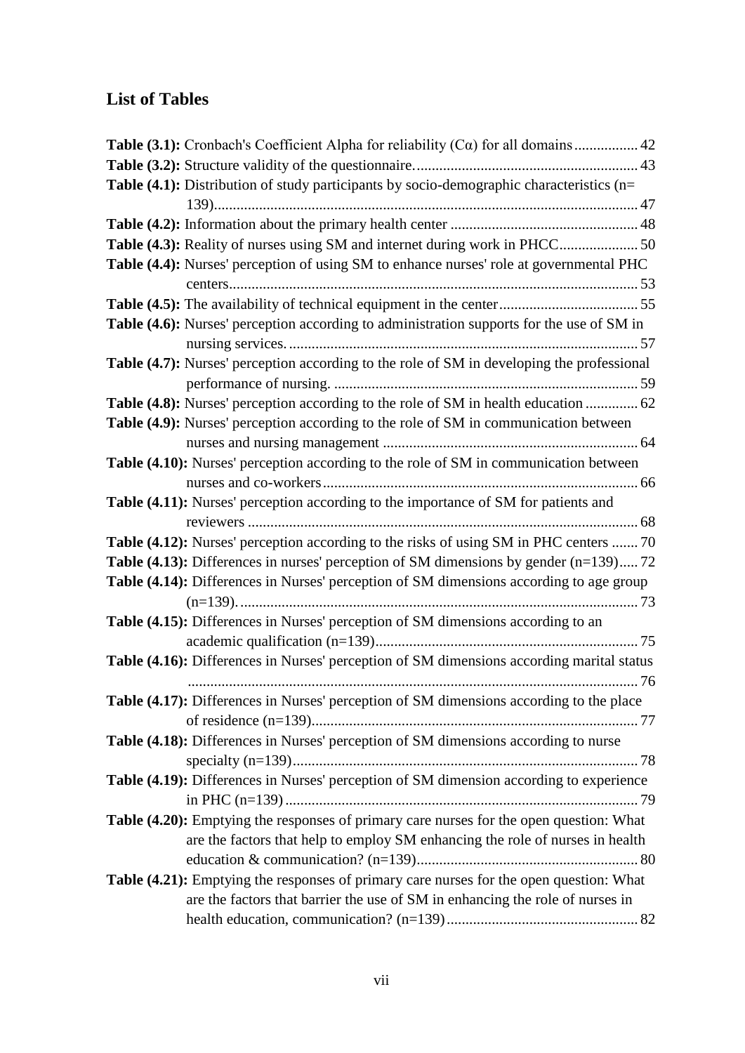## List of Tables

**Table (3.1):** Cronbach's Coefficient Alpha for reliability (Cα) for all domains ................. 42

**Table (3.2):** Structure validity of the questionnaire. .......................................................... 43

**Table (4.1):** Distribution of study participants by socio-demographic characteristics (n= 139)................................................................................................................ 47

**Table (4.2):** Information about the primary health center ................................................. 48

**Table (4.3):** Reality of nurses using SM and internet during work in PHCC..................... 50

**Table (4.4):** Nurses' perception of using SM to enhance nurses' role at governmental PHC centers............................................................................................................ 53

**Table (4.5):** The availability of technical equipment in the center..................................... 55

**Table (4.6):** Nurses' perception according to administration supports for the use of SM in nursing services. ............................................................................................ 57

**Table (4.7):** Nurses' perception according to the role of SM in developing the professional performance of nursing. ................................................................................ 59

**Table (4.8):** Nurses' perception according to the role of SM in health education .............. 62

**Table (4.9):** Nurses' perception according to the role of SM in communication between nurses and nursing management ................................................................... 64

**Table (4.10):** Nurses' perception according to the role of SM in communication between nurses and co-workers ................................................................................... 66

**Table (4.11):** Nurses' perception according to the importance of SM for patients and reviewers ...................................................................................................... 68

**Table (4.12):** Nurses' perception according to the risks of using SM in PHC centers ....... 70

**Table (4.13):** Differences in nurses' perception of SM dimensions by gender (n=139)..... 72

**Table (4.14):** Differences in Nurses' perception of SM dimensions according to age group (n=139). ......................................................................................................... 73

**Table (4.15):** Differences in Nurses' perception of SM dimensions according to an academic qualification (n=139)...................................................................... 75

**Table (4.16):** Differences in Nurses' perception of SM dimensions according marital status ...................................................................................................................... 76

**Table (4.17):** Differences in Nurses' perception of SM dimensions according to the place of residence (n=139)...................................................................................... 77

**Table (4.18):** Differences in Nurses' perception of SM dimensions according to nurse specialty (n=139)........................................................................................... 78

**Table (4.19):** Differences in Nurses' perception of SM dimension according to experience in PHC (n=139) ............................................................................................. 79

**Table (4.20):** Emptying the responses of primary care nurses for the open question: What are the factors that help to employ SM enhancing the role of nurses in health education & communication? (n=139)........................................................... 80

**Table (4.21):** Emptying the responses of primary care nurses for the open question: What are the factors that barrier the use of SM in enhancing the role of nurses in health education, communication? (n=139).................................................... 82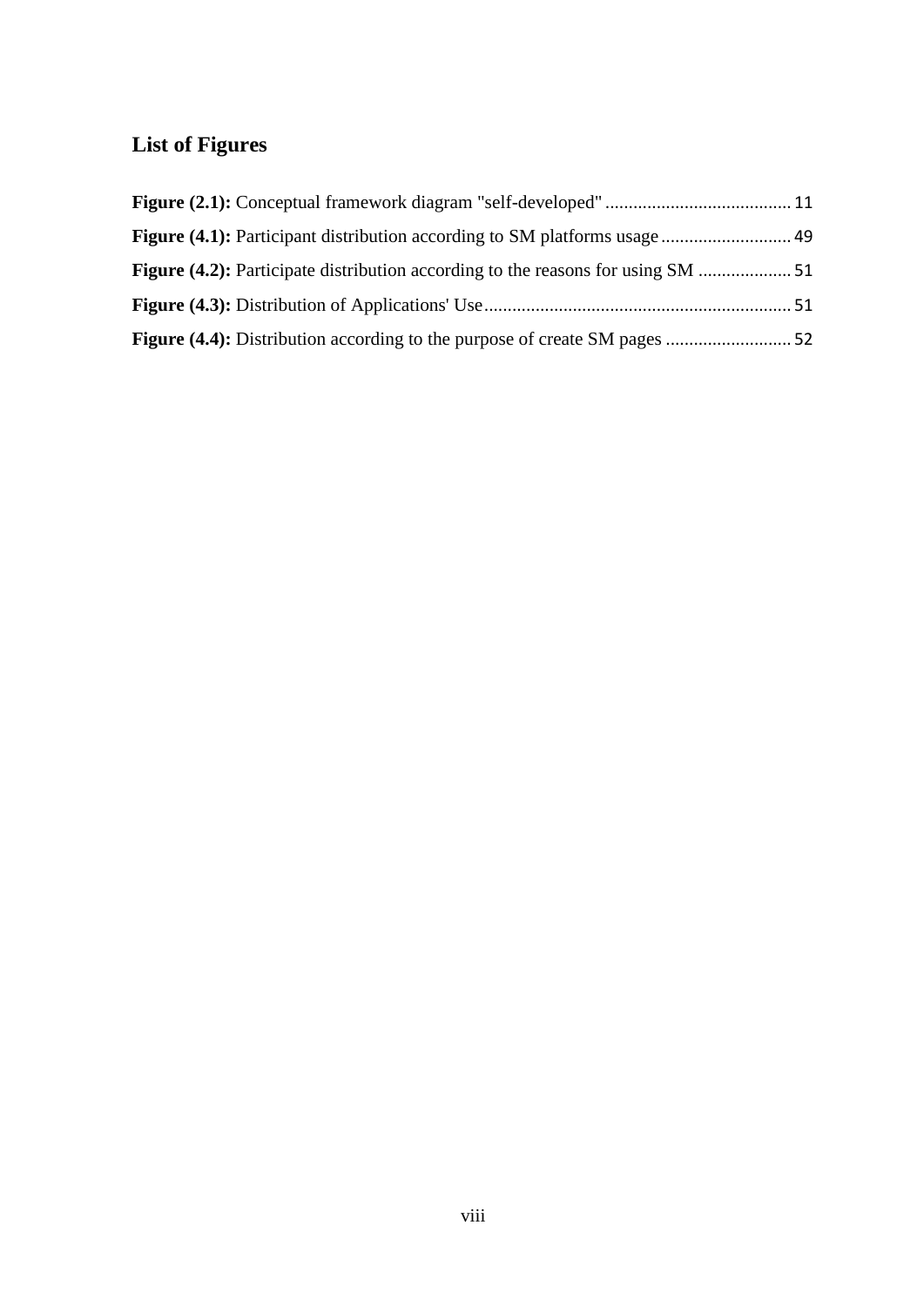## List of Figures

**Figure (2.1):** Conceptual framework diagram "self-developed" ........................................ 11

**Figure (4.1):** Participant distribution according to SM platforms usage ............................ 49

**Figure (4.2):** Participate distribution according to the reasons for using SM .................... 51

**Figure (4.3):** Distribution of Applications' Use .................................................................. 51

**Figure (4.4):** Distribution according to the purpose of create SM pages ........................... 52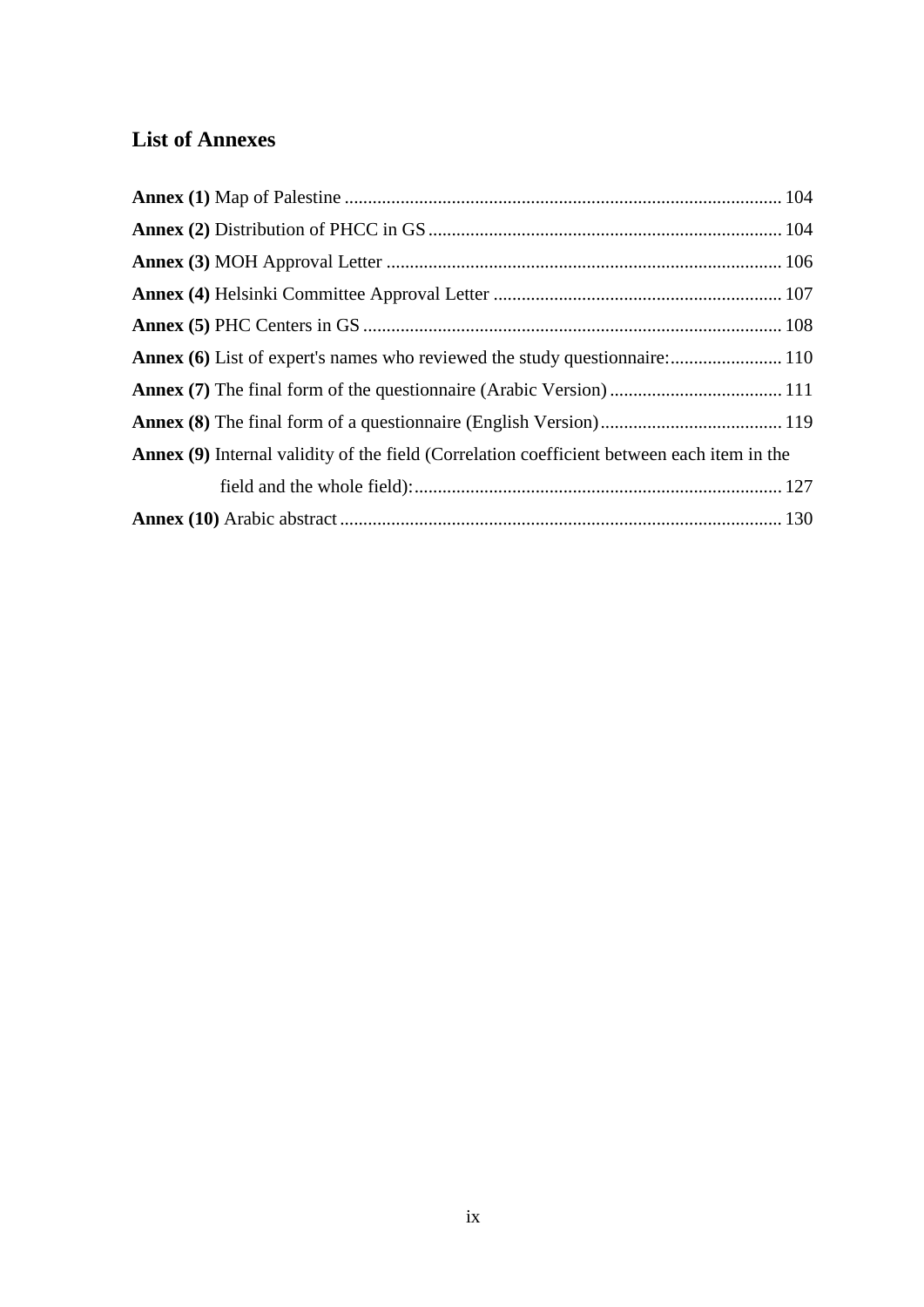## List of Annexes

**Annex (1)** Map of Palestine ........................................................................................ 104

**Annex (2)** Distribution of PHCC in GS ........................................................................ 104

**Annex (3)** MOH Approval Letter ................................................................................. 106

**Annex (4)** Helsinki Committee Approval Letter ........................................................... 107

**Annex (5)** PHC Centers in GS ...................................................................................... 108

**Annex (6)** List of expert's names who reviewed the study questionnaire:........................ 110

**Annex (7)** The final form of the questionnaire (Arabic Version) ..................................... 111

**Annex (8)** The final form of a questionnaire (English Version) ....................................... 119

**Annex (9)** Internal validity of the field (Correlation coefficient between each item in the field and the whole field): ............................................................................... 127

**Annex (10)** Arabic abstract .............................................................................................. 130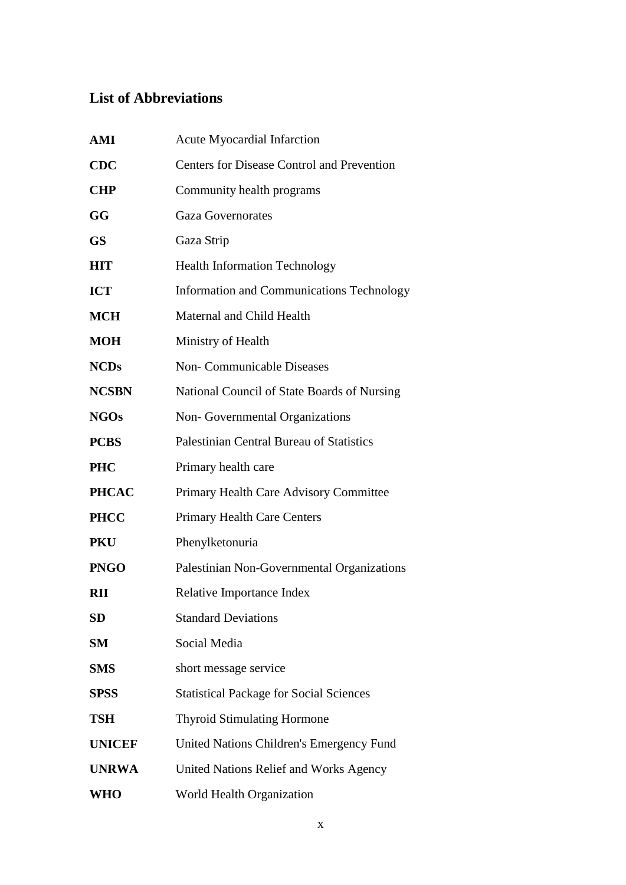## List of Abbreviations

| | |
|---|---|
| **AMI** | Acute Myocardial Infarction |
| **CDC** | Centers for Disease Control and Prevention |
| **CHP** | Community health programs |
| **GG** | Gaza Governorates |
| **GS** | Gaza Strip |
| **HIT** | Health Information Technology |
| **ICT** | Information and Communications Technology |
| **MCH** | Maternal and Child Health |
| **MOH** | Ministry of Health |
| **NCDs** | Non- Communicable Diseases |
| **NCSBN** | National Council of State Boards of Nursing |
| **NGOs** | Non- Governmental Organizations |
| **PCBS** | Palestinian Central Bureau of Statistics |
| **PHC** | Primary health care |
| **PHCAC** | Primary Health Care Advisory Committee |
| **PHCC** | Primary Health Care Centers |
| **PKU** | Phenylketonuria |
| **PNGO** | Palestinian Non-Governmental Organizations |
| **RII** | Relative Importance Index |
| **SD** | Standard Deviations |
| **SM** | Social Media |
| **SMS** | short message service |
| **SPSS** | Statistical Package for Social Sciences |
| **TSH** | Thyroid Stimulating Hormone |
| **UNICEF** | United Nations Children's Emergency Fund |
| **UNRWA** | United Nations Relief and Works Agency |
| **WHO** | World Health Organization |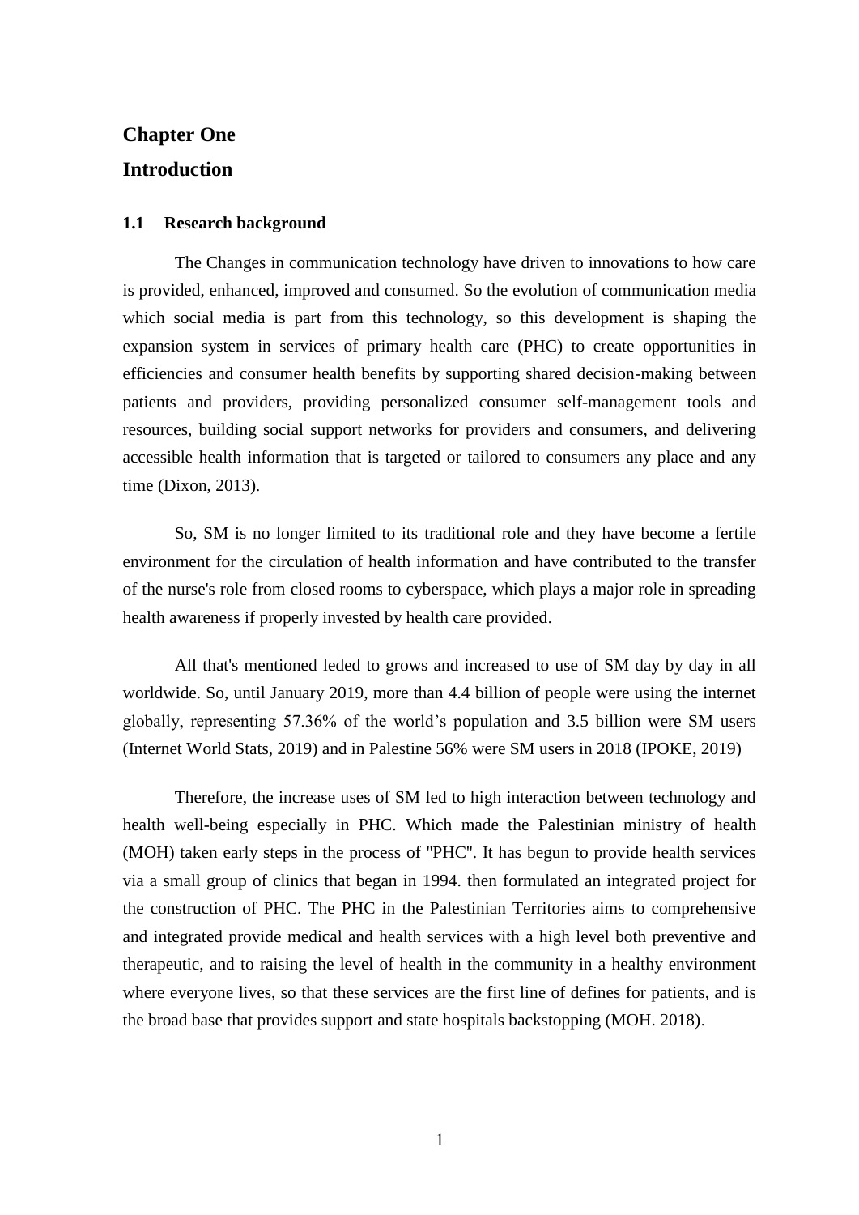# Chapter One

# Introduction

## 1.1 Research background

The Changes in communication technology have driven to innovations to how care is provided, enhanced, improved and consumed. So the evolution of communication media which social media is part from this technology, so this development is shaping the expansion system in services of primary health care (PHC) to create opportunities in efficiencies and consumer health benefits by supporting shared decision-making between patients and providers, providing personalized consumer self-management tools and resources, building social support networks for providers and consumers, and delivering accessible health information that is targeted or tailored to consumers any place and any time (Dixon, 2013).

So, SM is no longer limited to its traditional role and they have become a fertile environment for the circulation of health information and have contributed to the transfer of the nurse's role from closed rooms to cyberspace, which plays a major role in spreading health awareness if properly invested by health care provided.

All that's mentioned leded to grows and increased to use of SM day by day in all worldwide. So, until January 2019, more than 4.4 billion of people were using the internet globally, representing 57.36% of the world's population and 3.5 billion were SM users (Internet World Stats, 2019) and in Palestine 56% were SM users in 2018 (IPOKE, 2019)

Therefore, the increase uses of SM led to high interaction between technology and health well-being especially in PHC. Which made the Palestinian ministry of health (MOH) taken early steps in the process of "PHC". It has begun to provide health services via a small group of clinics that began in 1994. then formulated an integrated project for the construction of PHC. The PHC in the Palestinian Territories aims to comprehensive and integrated provide medical and health services with a high level both preventive and therapeutic, and to raising the level of health in the community in a healthy environment where everyone lives, so that these services are the first line of defines for patients, and is the broad base that provides support and state hospitals backstopping (MOH. 2018).